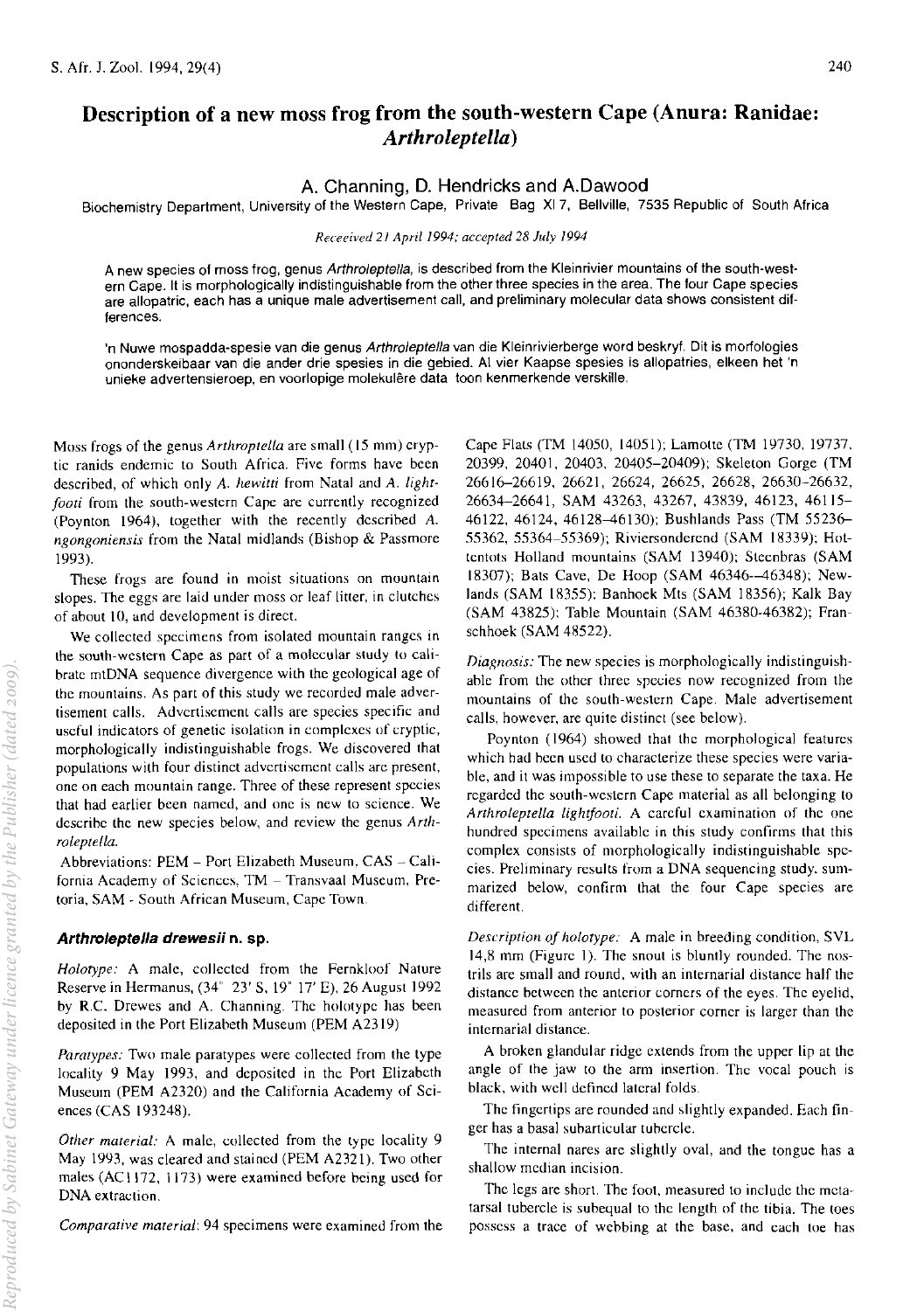# Description of a new moss frog from the south-western Cape (Anura: Ranidae: *Arthroleptella*)

A. Channing, D. Hendricks and A.Dawood

Biochemistry Department, University of the Western Cape, Private Bag Xl 7, Bellville, 7535 Republic of South Africa

*Receeived 21 April 1994; accepted 28 July 1994*

A new species of moss frog, genus *Arthroleptella*, is described from the Kleinrivier mountains of the south-western Cape. It is morphologically indistinguishable from the other three species in the area. The four Cape species are allopatric, each has a unique male advertisement call, and preliminary molecular data shows consistent differences.

'n Nuwe mospadda-spesie van die genus *Arthroleptella* van die Kleinrivierberge word beskryf. Dit is morfologies ononderskeibaar van die ander drie spesies in die gebied. Al vier Kaapse spesies is allopatries, elkeen het 'n unieke advertensieroep, en voorlopige molekulêre data toon kenmerkende verskille.

Moss frogs of the genus *Arthroptella* are small (15 mm) cryptic ranids endemic to South Africa. Five forms have been described, of which only *A. hewitti* from Natal and *A. lightfooti* from the south-western Cape are currently recognized (Poynton 1964), together with the recently described *A. ngongoniensis* from the Natal midlands (Bishop & Passmore 1993).

These frogs are found in moist situations on mountain slopes. The eggs are laid under moss or leaf litter, in clutches of about 10, and development is direct.

We collected specimens from isolated mountain ranges in the south-western Cape as part of a molecular study to calibrate mtDNA sequence divergence with the geological age of the mountains. As part of this study we recorded male advertisement calls. Advertisement calls are species specific and useful indicators of genetic isolation in complexes of cryptic, morphologically indistinguishable frogs. We discovered that populations with four distinct advertisement calls are present, one on each mountain range. Three of these represent species that had earlier been named, and one is new to science. We describe the new species below, and review the genus *Arthroleptella*.

Abbreviations: PEM – Port Elizabeth Museum, CAS – California Academy of Sciences, TM – Transvaal Museum, Pretoria, SAM - South African Museum, Cape Town.

### *Arthroleptella drewesii* n. sp.

*Holotype:* A male, collected from the Fernkloof Nature Reserve in Hermanus, (34° 23′ S, 19° 17′ E), 26 August 1992 by R.C. Drewes and A. Channing. The holotype has been deposited in the Port Elizabeth Museum (PEM A2319)

*Paratypes:* Two male paratypes were collected from the type locality 9 May 1993, and deposited in the Port Elizabeth Museum (PEM A2320) and the California Academy of Sciences (CAS 193248).

*Other material:* A male, collected from the type locality 9 May 1993, was cleared and stained (PEM A2321). Two other males (AC1172, 1173) were examined before being used for DNA extraction.

*Comparative material:* 94 specimens were examined from the Cape Flats (TM 14050, 14051); Lamotte (TM 19730, 19737, 20399, 20401, 20403, 20405–20409); Skeleton Gorge (TM 26616–26619, 26621, 26624, 26625, 26628, 26630–26632, 26634–26641, SAM 43263, 43267, 43839, 46123, 46115–46122, 46124, 46128–46130); Bushlands Pass (TM 55236–55362, 55364–55369); Riviersonderend (SAM 18339); Hottentots Holland mountains (SAM 13940); Steenbras (SAM 18307); Bats Cave, De Hoop (SAM 46346–46348); Newlands (SAM 18355); Banhoek Mts (SAM 18356); Kalk Bay (SAM 43825); Table Mountain (SAM 46380-46382); Franschhoek (SAM 48522).

*Diagnosis:* The new species is morphologically indistinguishable from the other three species now recognized from the mountains of the south-western Cape. Male advertisement calls, however, are quite distinct (see below).

Poynton (1964) showed that the morphological features which had been used to characterize these species were variable, and it was impossible to use these to separate the taxa. He regarded the south-western Cape material as all belonging to *Arthroleptella lightfooti*. A careful examination of the one hundred specimens available in this study confirms that this complex consists of morphologically indistinguishable species. Preliminary results from a DNA sequencing study, summarized below, confirm that the four Cape species are different.

*Description of holotype:* A male in breeding condition, SVL 14,8 mm (Figure 1). The snout is bluntly rounded. The nostrils are small and round, with an internarial distance half the distance between the anterior corners of the eyes. The eyelid, measured from anterior to posterior corner is larger than the internarial distance.

A broken glandular ridge extends from the upper lip at the angle of the jaw to the arm insertion. The vocal pouch is black, with well defined lateral folds.

The fingertips are rounded and slightly expanded. Each finger has a basal subarticular tubercle.

The internal nares are slightly oval, and the tongue has a shallow median incision.

The legs are short. The foot, measured to include the metatarsal tubercle is subequal to the length of the tibia. The toes possess a trace of webbing at the base, and each toe has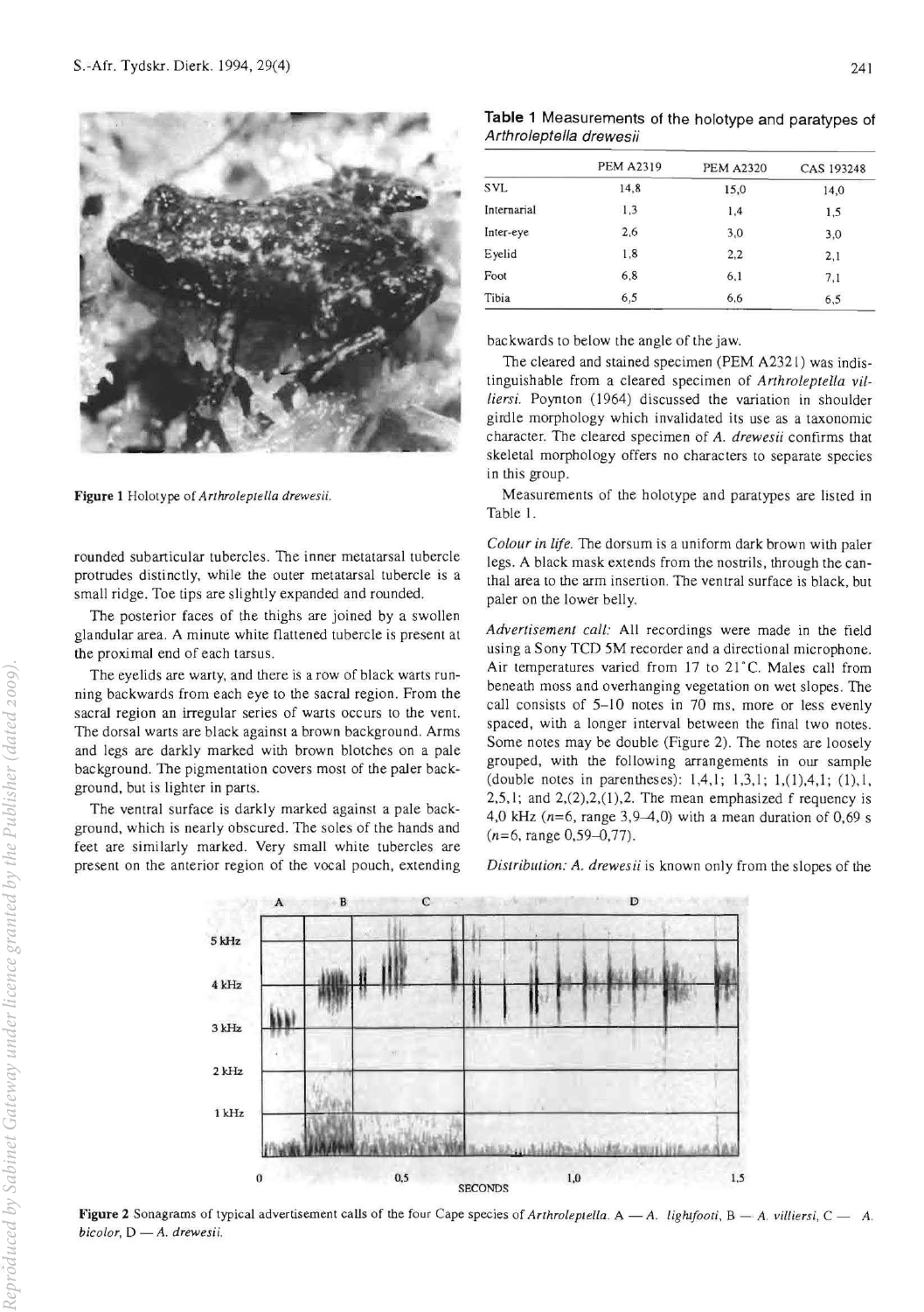Figure 1 Holotype of *Arthroleptella drewesii*.

rounded subarticular tubercles. The inner metatarsal tubercle protrudes distinctly, while the outer metatarsal tubercle is a small ridge. Toe tips are slightly expanded and rounded.

The posterior faces of the thighs are joined by a swollen glandular area. A minute white flattened tubercle is present at the proximal end of each tarsus.

The eyelids are warty, and there is a row of black warts running backwards from each eye to the sacral region. From the sacral region an irregular series of warts occurs to the vent. The dorsal warts are black against a brown background. Arms and legs are darkly marked with brown blotches on a pale background. The pigmentation covers most of the paler background, but is lighter in parts.

The ventral surface is darkly marked against a pale background, which is nearly obscured. The soles of the hands and feet are similarly marked. Very small white tubercles are present on the anterior region of the vocal pouch, extending backwards to below the angle of the jaw.

**Table 1** Measurements of the holotype and paratypes of *Arthroleptella drewesii*

| | PEM A2319 | PEM A2320 | CAS 193248 |
|---|---|---|---|
| SVL | 14,8 | 15,0 | 14,0 |
| Internarial | 1,3 | 1,4 | 1,5 |
| Inter-eye | 2,6 | 3,0 | 3,0 |
| Eyelid | 1,8 | 2,2 | 2,1 |
| Foot | 6,8 | 6,1 | 7,1 |
| Tibia | 6,5 | 6,6 | 6,5 |

The cleared and stained specimen (PEM A2321) was indistinguishable from a cleared specimen of *Arthroleptella villiersi*. Poynton (1964) discussed the variation in shoulder girdle morphology which invalidated its use as a taxonomic character. The cleared specimen of *A. drewesii* confirms that skeletal morphology offers no characters to separate species in this group.

Measurements of the holotype and paratypes are listed in Table 1.

*Colour in life.* The dorsum is a uniform dark brown with paler legs. A black mask extends from the nostrils, through the canthal area to the arm insertion. The ventral surface is black, but paler on the lower belly.

*Advertisement call:* All recordings were made in the field using a Sony TCD 5M recorder and a directional microphone. Air temperatures varied from 17 to 21°C. Males call from beneath moss and overhanging vegetation on wet slopes. The call consists of 5–10 notes in 70 ms, more or less evenly spaced, with a longer interval between the final two notes. Some notes may be double (Figure 2). The notes are loosely grouped, with the following arrangements in our sample (double notes in parentheses): 1,4,1; 1,3,1; 1,(1),4,1; (1),1, 2,5,1; and 2,(2),2,(1),2. The mean emphasized frequency is 4,0 kHz ($n$=6, range 3,9–4,0) with a mean duration of 0,69 s ($n$=6, range 0,59–0,77).

*Distribution: A. drewesii* is known only from the slopes of the

Figure 2 Sonagrams of typical advertisement calls of the four Cape species of *Arthroleptella*. A — *A. lightfooti*, B — *A. villiersi*, C — *A. bicolor*, D — *A. drewesii*.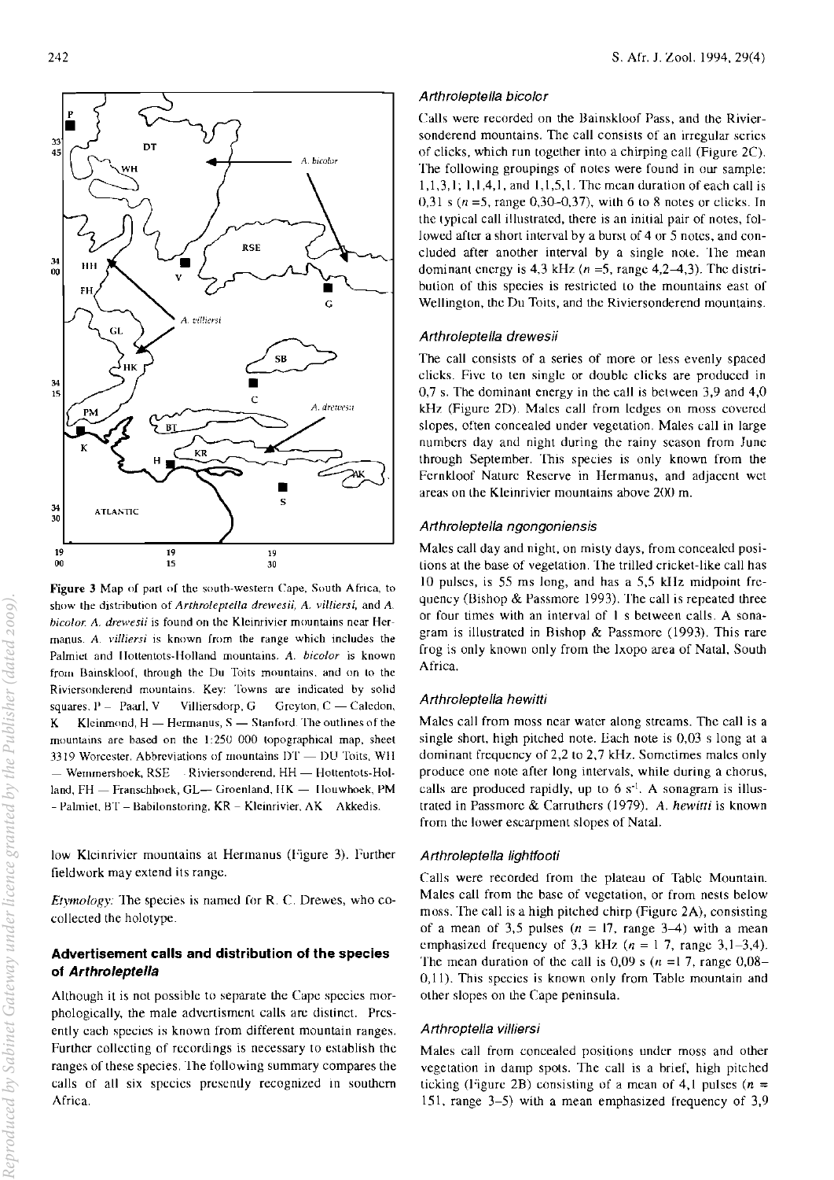Figure 3 Map of part of the south-western Cape, South Africa, to show the distribution of *Arthroleptella drewesii, A. villiersi,* and *A. bicolor. A. drewesii* is found on the Kleinrivier mountains near Hermanus. *A. villiersi* is known from the range which includes the Palmiet and Hottentots-Holland mountains. *A. bicolor* is known from Bainskloof, through the Du Toits mountains, and on to the Riviersonderend mountains. Key: Towns are indicated by solid squares. P — Paarl, V — Villiersdorp, G — Greyton, C — Caledon, K — Kleinmond, H — Hermanus, S — Stanford. The outlines of the mountains are based on the 1:250 000 topographical map, sheet 3319 Worcester. Abbreviations of mountains DT — DU Toits, WH — Wemmershoek, RSE — Riviersonderend, HH — Hottentots-Holland, FH — Franschhoek, GL— Groenland, HK — Houwhoek, PM - Palmiet, BT – Babilonstoring, KR – Kleinrivier, AK — Akkedis.

low Kleinrivier mountains at Hermanus (Figure 3). Further fieldwork may extend its range.

*Etymology:* The species is named for R. C. Drewes, who co-collected the holotype.

## Advertisement calls and distribution of the species of *Arthroleptella*

Although it is not possible to separate the Cape species morphologically, the male advertisment calls are distinct. Presently each species is known from different mountain ranges. Further collecting of recordings is necessary to establish the ranges of these species. The following summary compares the calls of all six species presently recognized in southern Africa.

### *Arthroleptella bicolor*

Calls were recorded on the Bainskloof Pass, and the Riviersonderend mountains. The call consists of an irregular series of clicks, which run together into a chirping call (Figure 2C). The following groupings of notes were found in our sample: 1,1,3,1; 1,1,4,1, and 1,1,5,1. The mean duration of each call is 0,31 s ($n$ =5, range 0,30–0,37), with 6 to 8 notes or clicks. In the typical call illustrated, there is an initial pair of notes, followed after a short interval by a burst of 4 or 5 notes, and concluded after another interval by a single note. The mean dominant energy is 4,3 kHz ($n$ =5, range 4,2–4,3). The distribution of this species is restricted to the mountains east of Wellington, the Du Toits, and the Riviersonderend mountains.

### *Arthroleptella drewesii*

The call consists of a series of more or less evenly spaced clicks. Five to ten single or double clicks are produced in 0,7 s. The dominant energy in the call is between 3,9 and 4,0 kHz (Figure 2D). Males call from ledges on moss covered slopes, often concealed under vegetation. Males call in large numbers day and night during the rainy season from June through September. This species is only known from the Fernkloof Nature Reserve in Hermanus, and adjacent wet areas on the Kleinrivier mountains above 200 m.

### *Arthroleptella ngongoniensis*

Males call day and night, on misty days, from concealed positions at the base of vegetation. The trilled cricket-like call has 10 pulses, is 55 ms long, and has a 5,5 kHz midpoint frequency (Bishop & Passmore 1993). The call is repeated three or four times with an interval of 1 s between calls. A sonagram is illustrated in Bishop & Passmore (1993). This rare frog is only known only from the Ixopo area of Natal, South Africa.

### *Arthroleptella hewitti*

Males call from moss near water along streams. The call is a single short, high pitched note. Each note is 0,03 s long at a dominant frequency of 2,2 to 2,7 kHz. Sometimes males only produce one note after long intervals, while during a chorus, calls are produced rapidly, up to 6 $s^{-1}$. A sonagram is illustrated in Passmore & Carruthers (1979). *A. hewitti* is known from the lower escarpment slopes of Natal.

### *Arthroleptella lightfooti*

Calls were recorded from the plateau of Table Mountain. Males call from the base of vegetation, or from nests below moss. The call is a high pitched chirp (Figure 2A), consisting of a mean of 3,5 pulses ($n$ = 17, range 3–4) with a mean emphasized frequency of 3,3 kHz ($n$ = 1 7, range 3,1–3,4). The mean duration of the call is 0,09 s ($n$ =1 7, range 0,08–0,11). This species is known only from Table mountain and other slopes on the Cape peninsula.

### *Arthroptella villiersi*

Males call from concealed positions under moss and other vegetation in damp spots. The call is a brief, high pitched ticking (Figure 2B) consisting of a mean of 4,1 pulses ($n$ = 151, range 3–5) with a mean emphasized frequency of 3,9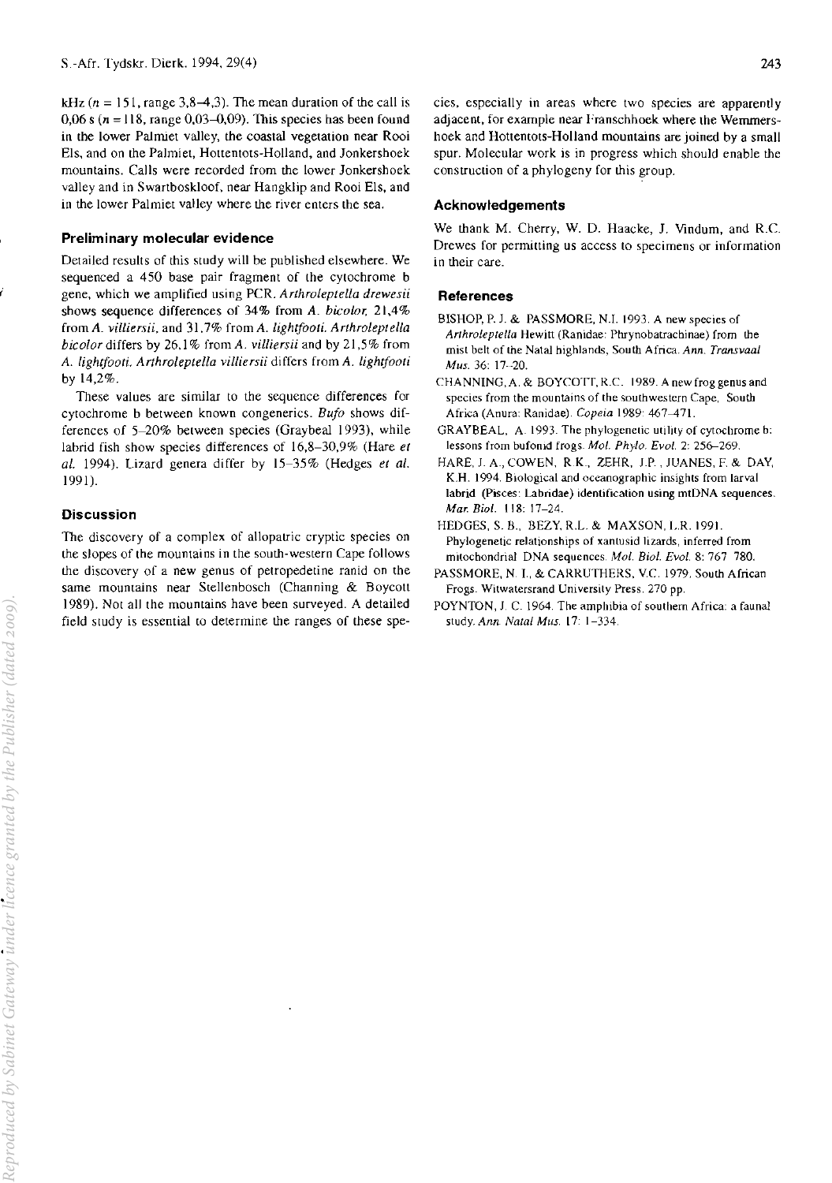kHz ($n$ = 151, range 3,8–4,3). The mean duration of the call is 0,06 s ($n$ = 118, range 0,03–0,09). This species has been found in the lower Palmiet valley, the coastal vegetation near Rooi Els, and on the Palmiet, Hottentots-Holland, and Jonkershoek mountains. Calls were recorded from the lower Jonkershoek valley and in Swartboskloof, near Hangklip and Rooi Els, and in the lower Palmiet valley where the river enters the sea.

## Preliminary molecular evidence

Detailed results of this study will be published elsewhere. We sequenced a 450 base pair fragment of the cytochrome b gene, which we amplified using PCR. *Arthroleptella drewesii* shows sequence differences of 34% from *A. bicolor*, 21,4% from *A. villiersii*, and 31,7% from *A. lightfooti*. *Arthroleptella bicolor* differs by 26,1% from *A. villiersii* and by 21,5% from *A. lightfooti*. *Arthroleptella villiersii* differs from *A. lightfooti* by 14,2%.

These values are similar to the sequence differences for cytochrome b between known congenerics. *Bufo* shows differences of 5–20% between species (Graybeal 1993), while labrid fish show species differences of 16,8–30,9% (Hare *et al.* 1994). Lizard genera differ by 15–35% (Hedges *et al.* 1991).

## Discussion

The discovery of a complex of allopatric cryptic species on the slopes of the mountains in the south-western Cape follows the discovery of a new genus of petropedetine ranid on the same mountains near Stellenbosch (Channing & Boycott 1989). Not all the mountains have been surveyed. A detailed field study is essential to determine the ranges of these species, especially in areas where two species are apparently adjacent, for example near Franschhoek where the Wemmershoek and Hottentots-Holland mountains are joined by a small spur. Molecular work is in progress which should enable the construction of a phylogeny for this group.

## Acknowledgements

We thank M. Cherry, W. D. Haacke, J. Vindum, and R.C. Drewes for permitting us access to specimens or information in their care.

## References

BISHOP, P. J. & PASSMORE, N.I. 1993. A new species of *Arthroleptella* Hewitt (Ranidae: Phrynobatrachinae) from the mist belt of the Natal highlands, South Africa. *Ann. Transvaal Mus.* 36: 17–20.

CHANNING, A. & BOYCOTT, R.C. 1989. A new frog genus and species from the mountains of the southwestern Cape, South Africa (Anura: Ranidae). *Copeia* 1989: 467–471.

GRAYBEAL, A. 1993. The phylogenetic utility of cytochrome b: lessons from bufonid frogs. *Mol. Phylo. Evol.* 2: 256–269.

HARE, J. A., COWEN, R.K., ZEHR, J.P., JUANES, F. & DAY, K.H. 1994. Biological and oceanographic insights from larval labrid (Pisces: Labridae) identification using mtDNA sequences. *Mar. Biol.* 118: 17–24.

HEDGES, S. B., BEZY, R.L. & MAXSON, L.R. 1991. Phylogenetic relationships of xantusid lizards, inferred from mitochondrial DNA sequences. *Mol. Biol. Evol.* 8: 767–780.

PASSMORE, N. I., & CARRUTHERS, V.C. 1979. South African Frogs. Witwatersrand University Press. 270 pp.

POYNTON, J. C. 1964. The amphibia of southern Africa: a faunal study. *Ann. Natal Mus.* 17: 1–334.